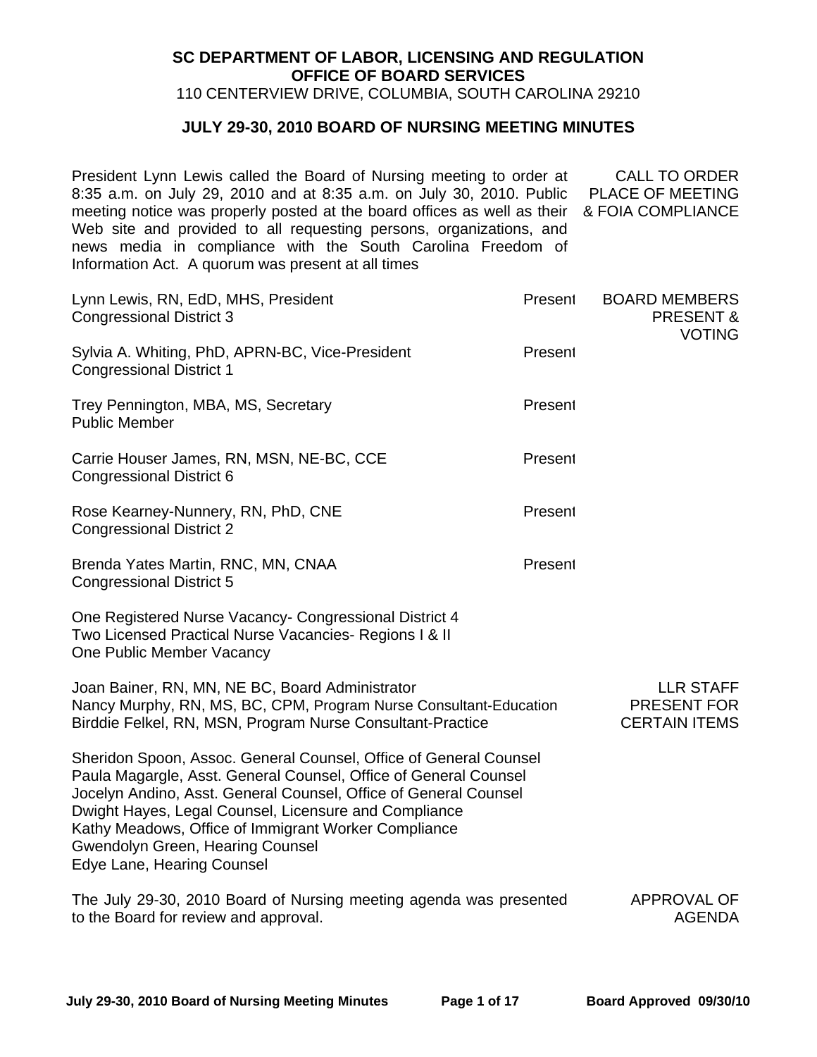**SC DEPARTMENT OF LABOR, LICENSING AND REGULATION**
**OFFICE OF BOARD SERVICES**
110 CENTERVIEW DRIVE, COLUMBIA, SOUTH CAROLINA 29210

## JULY 29-30, 2010 BOARD OF NURSING MEETING MINUTES

**CALL TO ORDER PLACE OF MEETING & FOIA COMPLIANCE**

President Lynn Lewis called the Board of Nursing meeting to order at 8:35 a.m. on July 29, 2010 and at 8:35 a.m. on July 30, 2010. Public meeting notice was properly posted at the board offices as well as their Web site and provided to all requesting persons, organizations, and news media in compliance with the South Carolina Freedom of Information Act. A quorum was present at all times

**BOARD MEMBERS PRESENT & VOTING**

Lynn Lewis, RN, EdD, MHS, President — Present
Congressional District 3

Sylvia A. Whiting, PhD, APRN-BC, Vice-President — Present
Congressional District 1

Trey Pennington, MBA, MS, Secretary — Present
Public Member

Carrie Houser James, RN, MSN, NE-BC, CCE — Present
Congressional District 6

Rose Kearney-Nunnery, RN, PhD, CNE — Present
Congressional District 2

Brenda Yates Martin, RNC, MN, CNAA — Present
Congressional District 5

One Registered Nurse Vacancy- Congressional District 4
Two Licensed Practical Nurse Vacancies- Regions I & II
One Public Member Vacancy

**LLR STAFF PRESENT FOR CERTAIN ITEMS**

Joan Bainer, RN, MN, NE BC, Board Administrator
Nancy Murphy, RN, MS, BC, CPM, Program Nurse Consultant-Education
Birddie Felkel, RN, MSN, Program Nurse Consultant-Practice

Sheridon Spoon, Assoc. General Counsel, Office of General Counsel
Paula Magargle, Asst. General Counsel, Office of General Counsel
Jocelyn Andino, Asst. General Counsel, Office of General Counsel
Dwight Hayes, Legal Counsel, Licensure and Compliance
Kathy Meadows, Office of Immigrant Worker Compliance
Gwendolyn Green, Hearing Counsel
Edye Lane, Hearing Counsel

**APPROVAL OF AGENDA**

The July 29-30, 2010 Board of Nursing meeting agenda was presented to the Board for review and approval.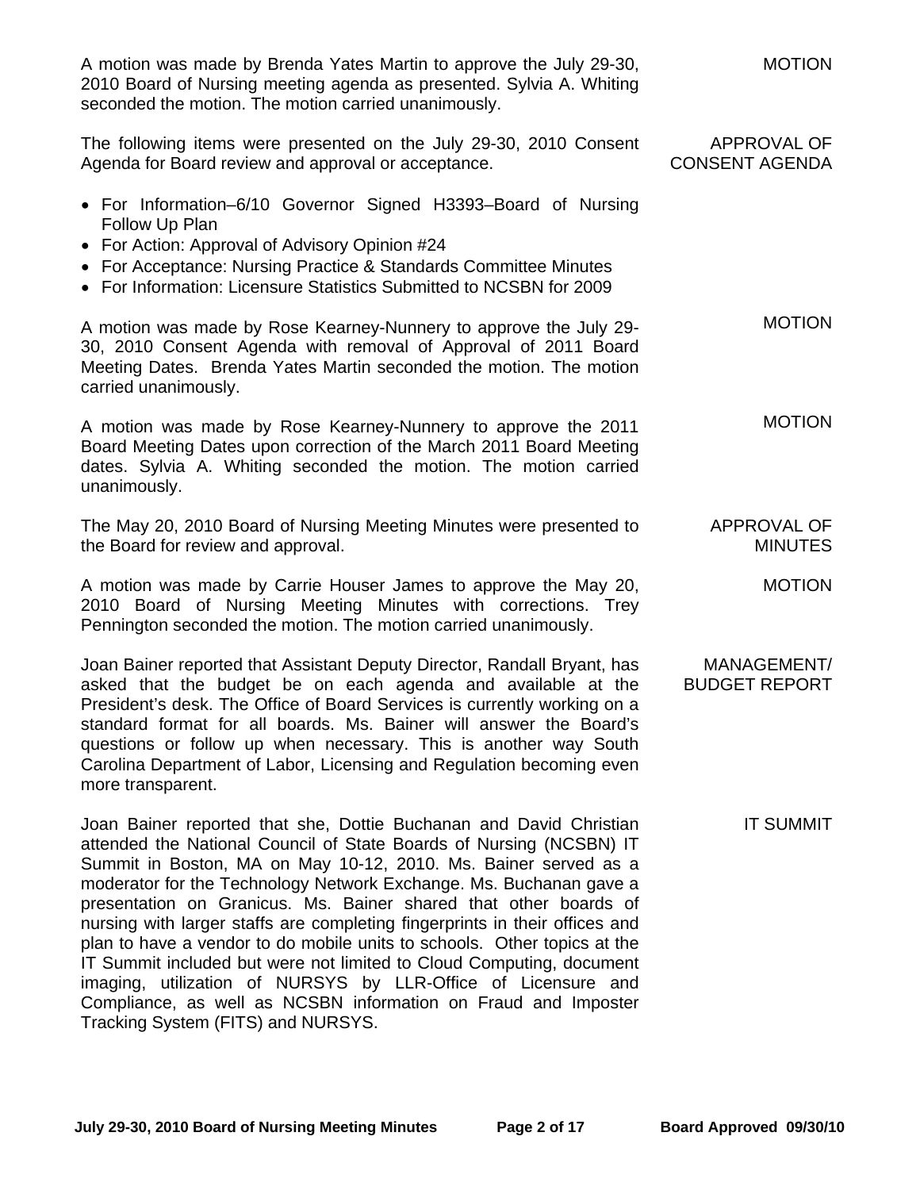**MOTION**

A motion was made by Brenda Yates Martin to approve the July 29-30, 2010 Board of Nursing meeting agenda as presented. Sylvia A. Whiting seconded the motion. The motion carried unanimously.

**APPROVAL OF CONSENT AGENDA**

The following items were presented on the July 29-30, 2010 Consent Agenda for Board review and approval or acceptance.

- For Information–6/10 Governor Signed H3393–Board of Nursing Follow Up Plan
- For Action: Approval of Advisory Opinion #24
- For Acceptance: Nursing Practice & Standards Committee Minutes
- For Information: Licensure Statistics Submitted to NCSBN for 2009

**MOTION**

A motion was made by Rose Kearney-Nunnery to approve the July 29-30, 2010 Consent Agenda with removal of Approval of 2011 Board Meeting Dates. Brenda Yates Martin seconded the motion. The motion carried unanimously.

**MOTION**

A motion was made by Rose Kearney-Nunnery to approve the 2011 Board Meeting Dates upon correction of the March 2011 Board Meeting dates. Sylvia A. Whiting seconded the motion. The motion carried unanimously.

**APPROVAL OF MINUTES**

The May 20, 2010 Board of Nursing Meeting Minutes were presented to the Board for review and approval.

**MOTION**

A motion was made by Carrie Houser James to approve the May 20, 2010 Board of Nursing Meeting Minutes with corrections. Trey Pennington seconded the motion. The motion carried unanimously.

**MANAGEMENT/ BUDGET REPORT**

Joan Bainer reported that Assistant Deputy Director, Randall Bryant, has asked that the budget be on each agenda and available at the President's desk. The Office of Board Services is currently working on a standard format for all boards. Ms. Bainer will answer the Board's questions or follow up when necessary. This is another way South Carolina Department of Labor, Licensing and Regulation becoming even more transparent.

**IT SUMMIT**

Joan Bainer reported that she, Dottie Buchanan and David Christian attended the National Council of State Boards of Nursing (NCSBN) IT Summit in Boston, MA on May 10-12, 2010. Ms. Bainer served as a moderator for the Technology Network Exchange. Ms. Buchanan gave a presentation on Granicus. Ms. Bainer shared that other boards of nursing with larger staffs are completing fingerprints in their offices and plan to have a vendor to do mobile units to schools. Other topics at the IT Summit included but were not limited to Cloud Computing, document imaging, utilization of NURSYS by LLR-Office of Licensure and Compliance, as well as NCSBN information on Fraud and Imposter Tracking System (FITS) and NURSYS.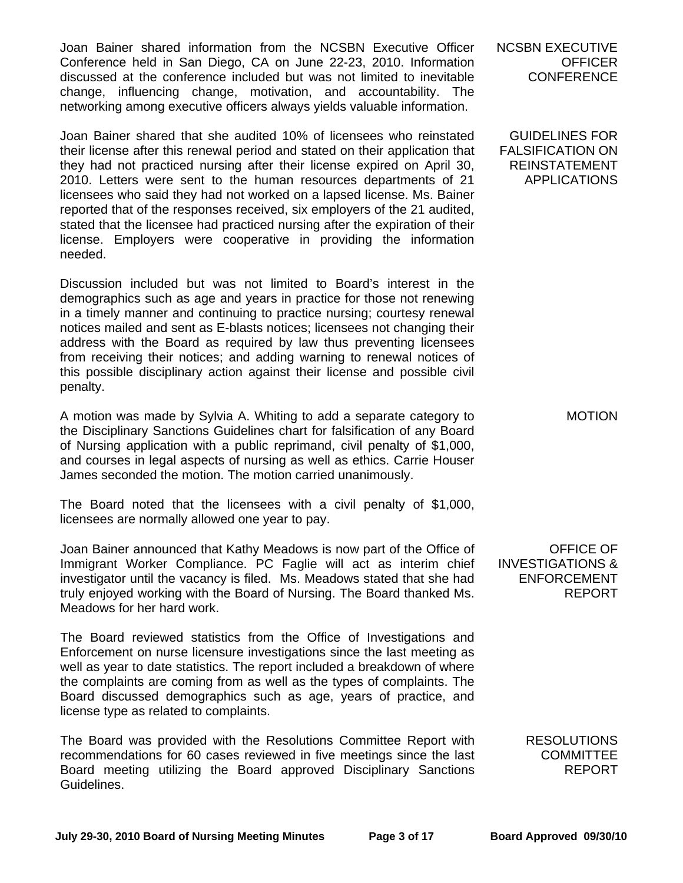**NCSBN EXECUTIVE OFFICER CONFERENCE**

Joan Bainer shared information from the NCSBN Executive Officer Conference held in San Diego, CA on June 22-23, 2010. Information discussed at the conference included but was not limited to inevitable change, influencing change, motivation, and accountability. The networking among executive officers always yields valuable information.

**GUIDELINES FOR FALSIFICATION ON REINSTATEMENT APPLICATIONS**

Joan Bainer shared that she audited 10% of licensees who reinstated their license after this renewal period and stated on their application that they had not practiced nursing after their license expired on April 30, 2010. Letters were sent to the human resources departments of 21 licensees who said they had not worked on a lapsed license. Ms. Bainer reported that of the responses received, six employers of the 21 audited, stated that the licensee had practiced nursing after the expiration of their license. Employers were cooperative in providing the information needed.

Discussion included but was not limited to Board's interest in the demographics such as age and years in practice for those not renewing in a timely manner and continuing to practice nursing; courtesy renewal notices mailed and sent as E-blasts notices; licensees not changing their address with the Board as required by law thus preventing licensees from receiving their notices; and adding warning to renewal notices of this possible disciplinary action against their license and possible civil penalty.

**MOTION**

A motion was made by Sylvia A. Whiting to add a separate category to the Disciplinary Sanctions Guidelines chart for falsification of any Board of Nursing application with a public reprimand, civil penalty of $1,000, and courses in legal aspects of nursing as well as ethics. Carrie Houser James seconded the motion. The motion carried unanimously.

The Board noted that the licensees with a civil penalty of $1,000, licensees are normally allowed one year to pay.

**OFFICE OF INVESTIGATIONS & ENFORCEMENT REPORT**

Joan Bainer announced that Kathy Meadows is now part of the Office of Immigrant Worker Compliance. PC Faglie will act as interim chief investigator until the vacancy is filed. Ms. Meadows stated that she had truly enjoyed working with the Board of Nursing. The Board thanked Ms. Meadows for her hard work.

The Board reviewed statistics from the Office of Investigations and Enforcement on nurse licensure investigations since the last meeting as well as year to date statistics. The report included a breakdown of where the complaints are coming from as well as the types of complaints. The Board discussed demographics such as age, years of practice, and license type as related to complaints.

**RESOLUTIONS COMMITTEE REPORT**

The Board was provided with the Resolutions Committee Report with recommendations for 60 cases reviewed in five meetings since the last Board meeting utilizing the Board approved Disciplinary Sanctions Guidelines.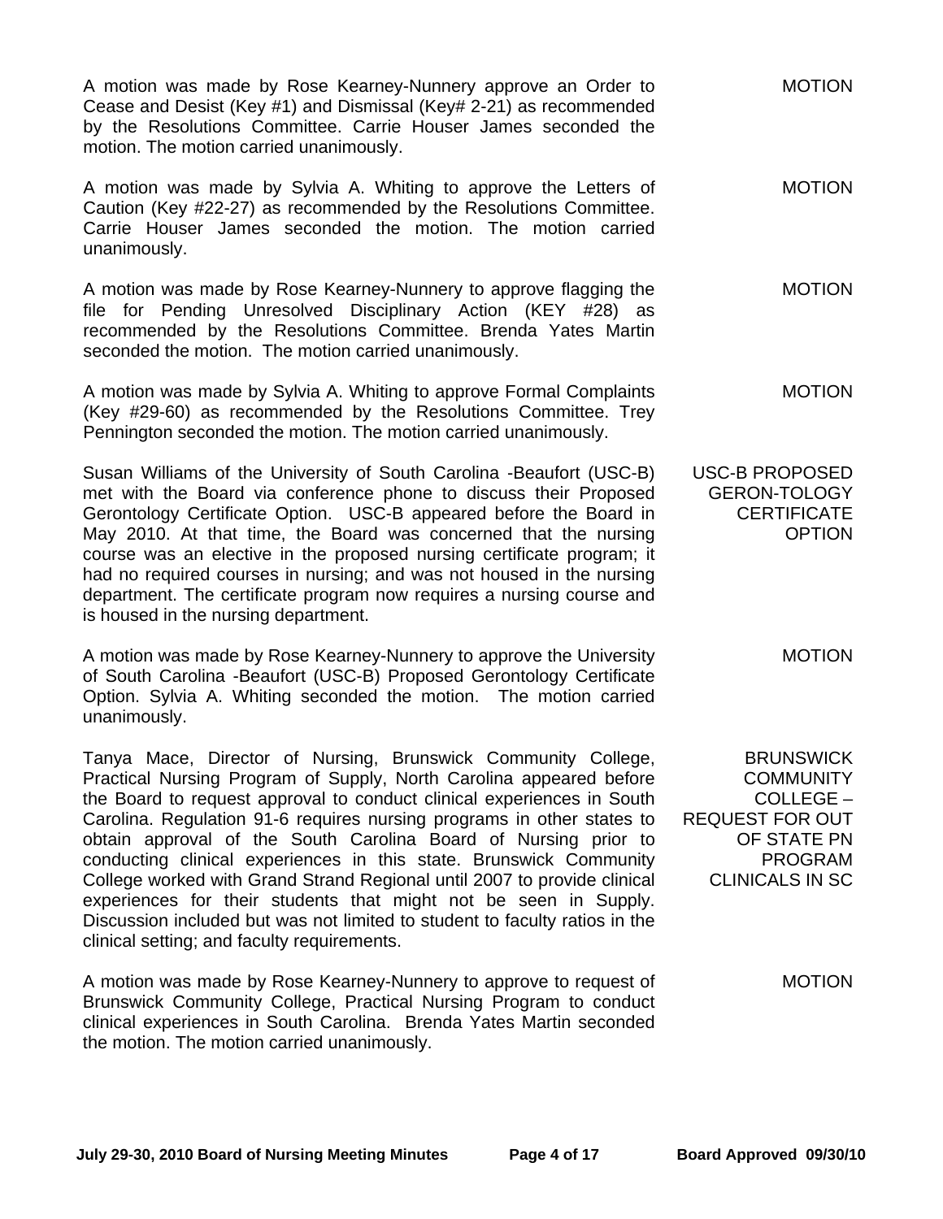A motion was made by Rose Kearney-Nunnery approve an Order to Cease and Desist (Key #1) and Dismissal (Key# 2-21) as recommended by the Resolutions Committee. Carrie Houser James seconded the motion. The motion carried unanimously. — **MOTION**

A motion was made by Sylvia A. Whiting to approve the Letters of Caution (Key #22-27) as recommended by the Resolutions Committee. Carrie Houser James seconded the motion. The motion carried unanimously. — **MOTION**

A motion was made by Rose Kearney-Nunnery to approve flagging the file for Pending Unresolved Disciplinary Action (KEY #28) as recommended by the Resolutions Committee. Brenda Yates Martin seconded the motion. The motion carried unanimously. — **MOTION**

A motion was made by Sylvia A. Whiting to approve Formal Complaints (Key #29-60) as recommended by the Resolutions Committee. Trey Pennington seconded the motion. The motion carried unanimously. — **MOTION**

**USC-B PROPOSED GERON-TOLOGY CERTIFICATE OPTION**

Susan Williams of the University of South Carolina -Beaufort (USC-B) met with the Board via conference phone to discuss their Proposed Gerontology Certificate Option. USC-B appeared before the Board in May 2010. At that time, the Board was concerned that the nursing course was an elective in the proposed nursing certificate program; it had no required courses in nursing; and was not housed in the nursing department. The certificate program now requires a nursing course and is housed in the nursing department.

A motion was made by Rose Kearney-Nunnery to approve the University of South Carolina -Beaufort (USC-B) Proposed Gerontology Certificate Option. Sylvia A. Whiting seconded the motion. The motion carried unanimously. — **MOTION**

**BRUNSWICK COMMUNITY COLLEGE – REQUEST FOR OUT OF STATE PN PROGRAM CLINICALS IN SC**

Tanya Mace, Director of Nursing, Brunswick Community College, Practical Nursing Program of Supply, North Carolina appeared before the Board to request approval to conduct clinical experiences in South Carolina. Regulation 91-6 requires nursing programs in other states to obtain approval of the South Carolina Board of Nursing prior to conducting clinical experiences in this state. Brunswick Community College worked with Grand Strand Regional until 2007 to provide clinical experiences for their students that might not be seen in Supply. Discussion included but was not limited to student to faculty ratios in the clinical setting; and faculty requirements.

A motion was made by Rose Kearney-Nunnery to approve to request of Brunswick Community College, Practical Nursing Program to conduct clinical experiences in South Carolina. Brenda Yates Martin seconded the motion. The motion carried unanimously. — **MOTION**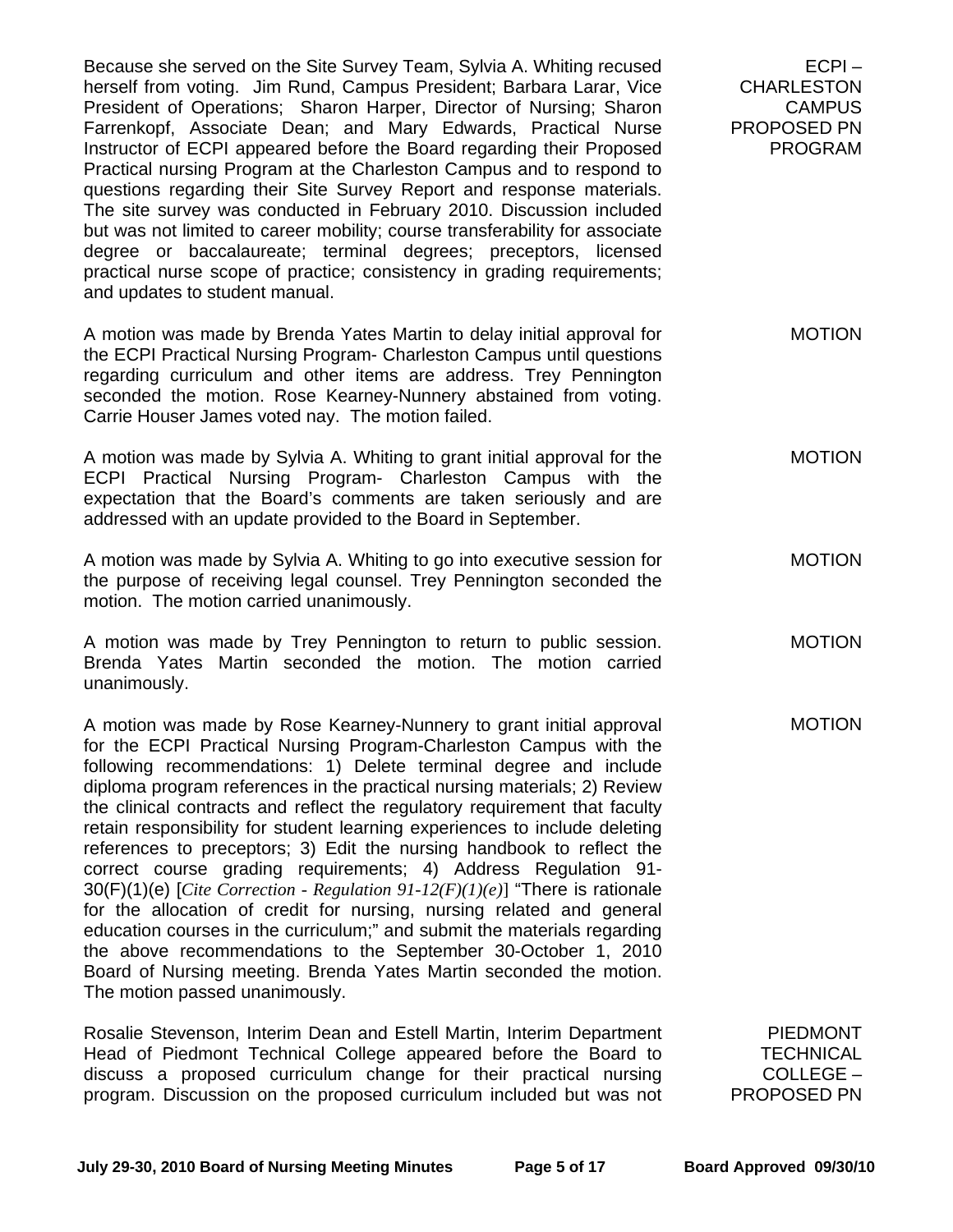**ECPI – CHARLESTON CAMPUS PROPOSED PN PROGRAM**

Because she served on the Site Survey Team, Sylvia A. Whiting recused herself from voting. Jim Rund, Campus President; Barbara Larar, Vice President of Operations; Sharon Harper, Director of Nursing; Sharon Farrenkopf, Associate Dean; and Mary Edwards, Practical Nurse Instructor of ECPI appeared before the Board regarding their Proposed Practical nursing Program at the Charleston Campus and to respond to questions regarding their Site Survey Report and response materials. The site survey was conducted in February 2010. Discussion included but was not limited to career mobility; course transferability for associate degree or baccalaureate; terminal degrees; preceptors, licensed practical nurse scope of practice; consistency in grading requirements; and updates to student manual.

**MOTION**

A motion was made by Brenda Yates Martin to delay initial approval for the ECPI Practical Nursing Program- Charleston Campus until questions regarding curriculum and other items are address. Trey Pennington seconded the motion. Rose Kearney-Nunnery abstained from voting. Carrie Houser James voted nay. The motion failed.

**MOTION**

A motion was made by Sylvia A. Whiting to grant initial approval for the ECPI Practical Nursing Program- Charleston Campus with the expectation that the Board's comments are taken seriously and are addressed with an update provided to the Board in September.

**MOTION**

A motion was made by Sylvia A. Whiting to go into executive session for the purpose of receiving legal counsel. Trey Pennington seconded the motion. The motion carried unanimously.

**MOTION**

A motion was made by Trey Pennington to return to public session. Brenda Yates Martin seconded the motion. The motion carried unanimously.

**MOTION**

A motion was made by Rose Kearney-Nunnery to grant initial approval for the ECPI Practical Nursing Program-Charleston Campus with the following recommendations: 1) Delete terminal degree and include diploma program references in the practical nursing materials; 2) Review the clinical contracts and reflect the regulatory requirement that faculty retain responsibility for student learning experiences to include deleting references to preceptors; 3) Edit the nursing handbook to reflect the correct course grading requirements; 4) Address Regulation 91-30(F)(1)(e) [*Cite Correction - Regulation 91-12(F)(1)(e)*] "There is rationale for the allocation of credit for nursing, nursing related and general education courses in the curriculum;" and submit the materials regarding the above recommendations to the September 30-October 1, 2010 Board of Nursing meeting. Brenda Yates Martin seconded the motion. The motion passed unanimously.

**PIEDMONT TECHNICAL COLLEGE – PROPOSED PN**

Rosalie Stevenson, Interim Dean and Estell Martin, Interim Department Head of Piedmont Technical College appeared before the Board to discuss a proposed curriculum change for their practical nursing program. Discussion on the proposed curriculum included but was not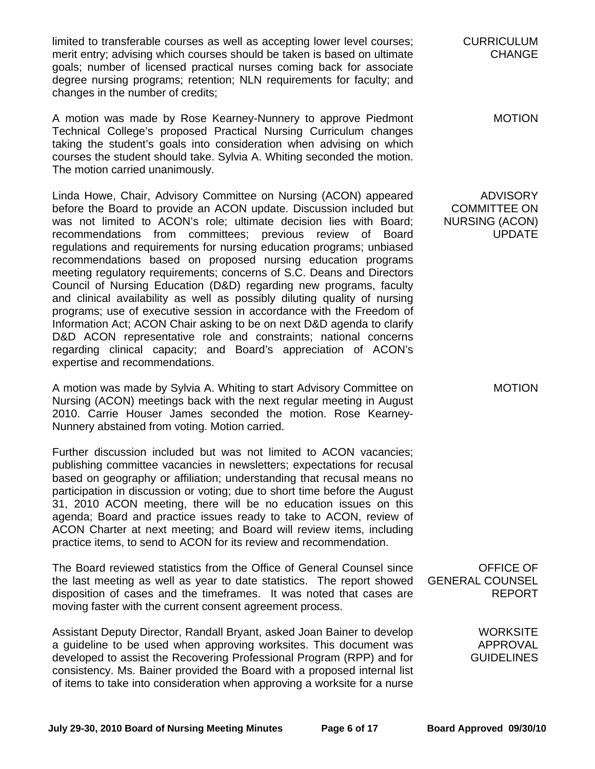limited to transferable courses as well as accepting lower level courses; merit entry; advising which courses should be taken is based on ultimate goals; number of licensed practical nurses coming back for associate degree nursing programs; retention; NLN requirements for faculty; and changes in the number of credits;

**CURRICULUM CHANGE**

A motion was made by Rose Kearney-Nunnery to approve Piedmont Technical College's proposed Practical Nursing Curriculum changes taking the student's goals into consideration when advising on which courses the student should take. Sylvia A. Whiting seconded the motion. The motion carried unanimously.

**MOTION**

Linda Howe, Chair, Advisory Committee on Nursing (ACON) appeared before the Board to provide an ACON update. Discussion included but was not limited to ACON's role; ultimate decision lies with Board; recommendations from committees; previous review of Board regulations and requirements for nursing education programs; unbiased recommendations based on proposed nursing education programs meeting regulatory requirements; concerns of S.C. Deans and Directors Council of Nursing Education (D&D) regarding new programs, faculty and clinical availability as well as possibly diluting quality of nursing programs; use of executive session in accordance with the Freedom of Information Act; ACON Chair asking to be on next D&D agenda to clarify D&D ACON representative role and constraints; national concerns regarding clinical capacity; and Board's appreciation of ACON's expertise and recommendations.

**ADVISORY COMMITTEE ON NURSING (ACON) UPDATE**

A motion was made by Sylvia A. Whiting to start Advisory Committee on Nursing (ACON) meetings back with the next regular meeting in August 2010. Carrie Houser James seconded the motion. Rose Kearney-Nunnery abstained from voting. Motion carried.

**MOTION**

Further discussion included but was not limited to ACON vacancies; publishing committee vacancies in newsletters; expectations for recusal based on geography or affiliation; understanding that recusal means no participation in discussion or voting; due to short time before the August 31, 2010 ACON meeting, there will be no education issues on this agenda; Board and practice issues ready to take to ACON, review of ACON Charter at next meeting; and Board will review items, including practice items, to send to ACON for its review and recommendation.

The Board reviewed statistics from the Office of General Counsel since the last meeting as well as year to date statistics. The report showed disposition of cases and the timeframes. It was noted that cases are moving faster with the current consent agreement process.

**OFFICE OF GENERAL COUNSEL REPORT**

Assistant Deputy Director, Randall Bryant, asked Joan Bainer to develop a guideline to be used when approving worksites. This document was developed to assist the Recovering Professional Program (RPP) and for consistency. Ms. Bainer provided the Board with a proposed internal list of items to take into consideration when approving a worksite for a nurse

**WORKSITE APPROVAL GUIDELINES**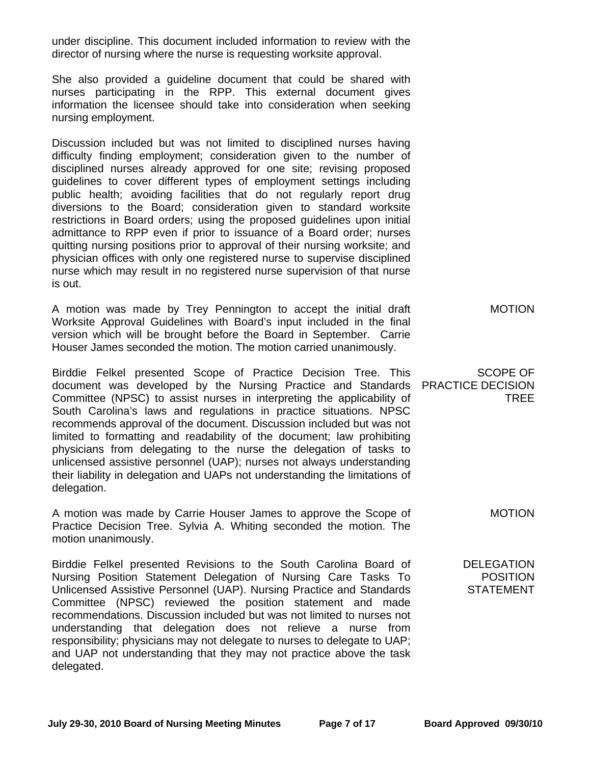under discipline. This document included information to review with the director of nursing where the nurse is requesting worksite approval.

She also provided a guideline document that could be shared with nurses participating in the RPP. This external document gives information the licensee should take into consideration when seeking nursing employment.

Discussion included but was not limited to disciplined nurses having difficulty finding employment; consideration given to the number of disciplined nurses already approved for one site; revising proposed guidelines to cover different types of employment settings including public health; avoiding facilities that do not regularly report drug diversions to the Board; consideration given to standard worksite restrictions in Board orders; using the proposed guidelines upon initial admittance to RPP even if prior to issuance of a Board order; nurses quitting nursing positions prior to approval of their nursing worksite; and physician offices with only one registered nurse to supervise disciplined nurse which may result in no registered nurse supervision of that nurse is out.

**MOTION**

A motion was made by Trey Pennington to accept the initial draft Worksite Approval Guidelines with Board's input included in the final version which will be brought before the Board in September. Carrie Houser James seconded the motion. The motion carried unanimously.

**SCOPE OF PRACTICE DECISION TREE**

Birddie Felkel presented Scope of Practice Decision Tree. This document was developed by the Nursing Practice and Standards Committee (NPSC) to assist nurses in interpreting the applicability of South Carolina's laws and regulations in practice situations. NPSC recommends approval of the document. Discussion included but was not limited to formatting and readability of the document; law prohibiting physicians from delegating to the nurse the delegation of tasks to unlicensed assistive personnel (UAP); nurses not always understanding their liability in delegation and UAPs not understanding the limitations of delegation.

**MOTION**

A motion was made by Carrie Houser James to approve the Scope of Practice Decision Tree. Sylvia A. Whiting seconded the motion. The motion unanimously.

**DELEGATION POSITION STATEMENT**

Birddie Felkel presented Revisions to the South Carolina Board of Nursing Position Statement Delegation of Nursing Care Tasks To Unlicensed Assistive Personnel (UAP). Nursing Practice and Standards Committee (NPSC) reviewed the position statement and made recommendations. Discussion included but was not limited to nurses not understanding that delegation does not relieve a nurse from responsibility; physicians may not delegate to nurses to delegate to UAP; and UAP not understanding that they may not practice above the task delegated.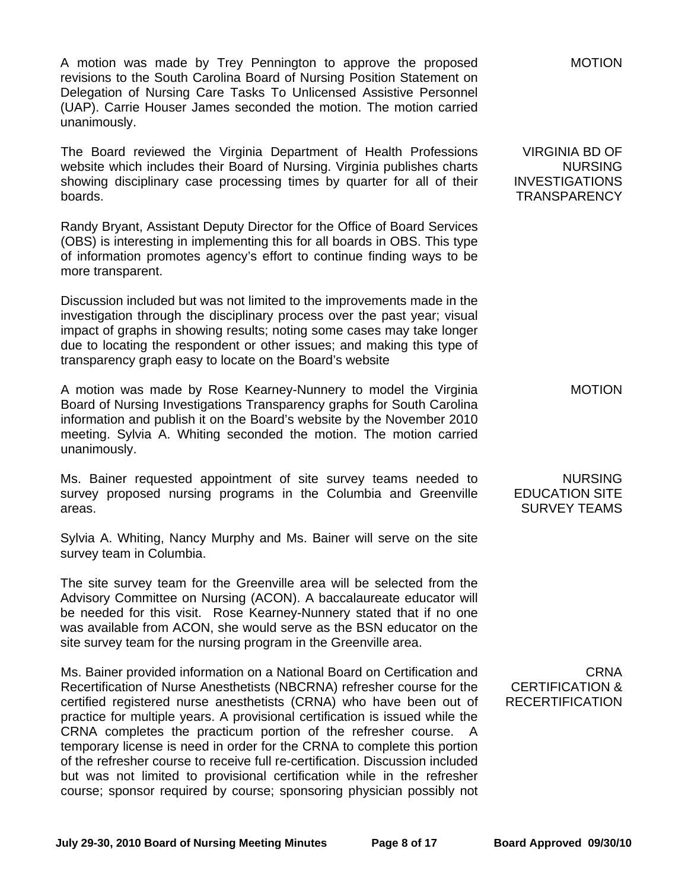**MOTION**

A motion was made by Trey Pennington to approve the proposed revisions to the South Carolina Board of Nursing Position Statement on Delegation of Nursing Care Tasks To Unlicensed Assistive Personnel (UAP). Carrie Houser James seconded the motion. The motion carried unanimously.

**VIRGINIA BD OF NURSING INVESTIGATIONS TRANSPARENCY**

The Board reviewed the Virginia Department of Health Professions website which includes their Board of Nursing. Virginia publishes charts showing disciplinary case processing times by quarter for all of their boards.

Randy Bryant, Assistant Deputy Director for the Office of Board Services (OBS) is interesting in implementing this for all boards in OBS. This type of information promotes agency's effort to continue finding ways to be more transparent.

Discussion included but was not limited to the improvements made in the investigation through the disciplinary process over the past year; visual impact of graphs in showing results; noting some cases may take longer due to locating the respondent or other issues; and making this type of transparency graph easy to locate on the Board's website

**MOTION**

A motion was made by Rose Kearney-Nunnery to model the Virginia Board of Nursing Investigations Transparency graphs for South Carolina information and publish it on the Board's website by the November 2010 meeting. Sylvia A. Whiting seconded the motion. The motion carried unanimously.

**NURSING EDUCATION SITE SURVEY TEAMS**

Ms. Bainer requested appointment of site survey teams needed to survey proposed nursing programs in the Columbia and Greenville areas.

Sylvia A. Whiting, Nancy Murphy and Ms. Bainer will serve on the site survey team in Columbia.

The site survey team for the Greenville area will be selected from the Advisory Committee on Nursing (ACON). A baccalaureate educator will be needed for this visit. Rose Kearney-Nunnery stated that if no one was available from ACON, she would serve as the BSN educator on the site survey team for the nursing program in the Greenville area.

**CRNA CERTIFICATION & RECERTIFICATION**

Ms. Bainer provided information on a National Board on Certification and Recertification of Nurse Anesthetists (NBCRNA) refresher course for the certified registered nurse anesthetists (CRNA) who have been out of practice for multiple years. A provisional certification is issued while the CRNA completes the practicum portion of the refresher course. A temporary license is need in order for the CRNA to complete this portion of the refresher course to receive full re-certification. Discussion included but was not limited to provisional certification while in the refresher course; sponsor required by course; sponsoring physician possibly not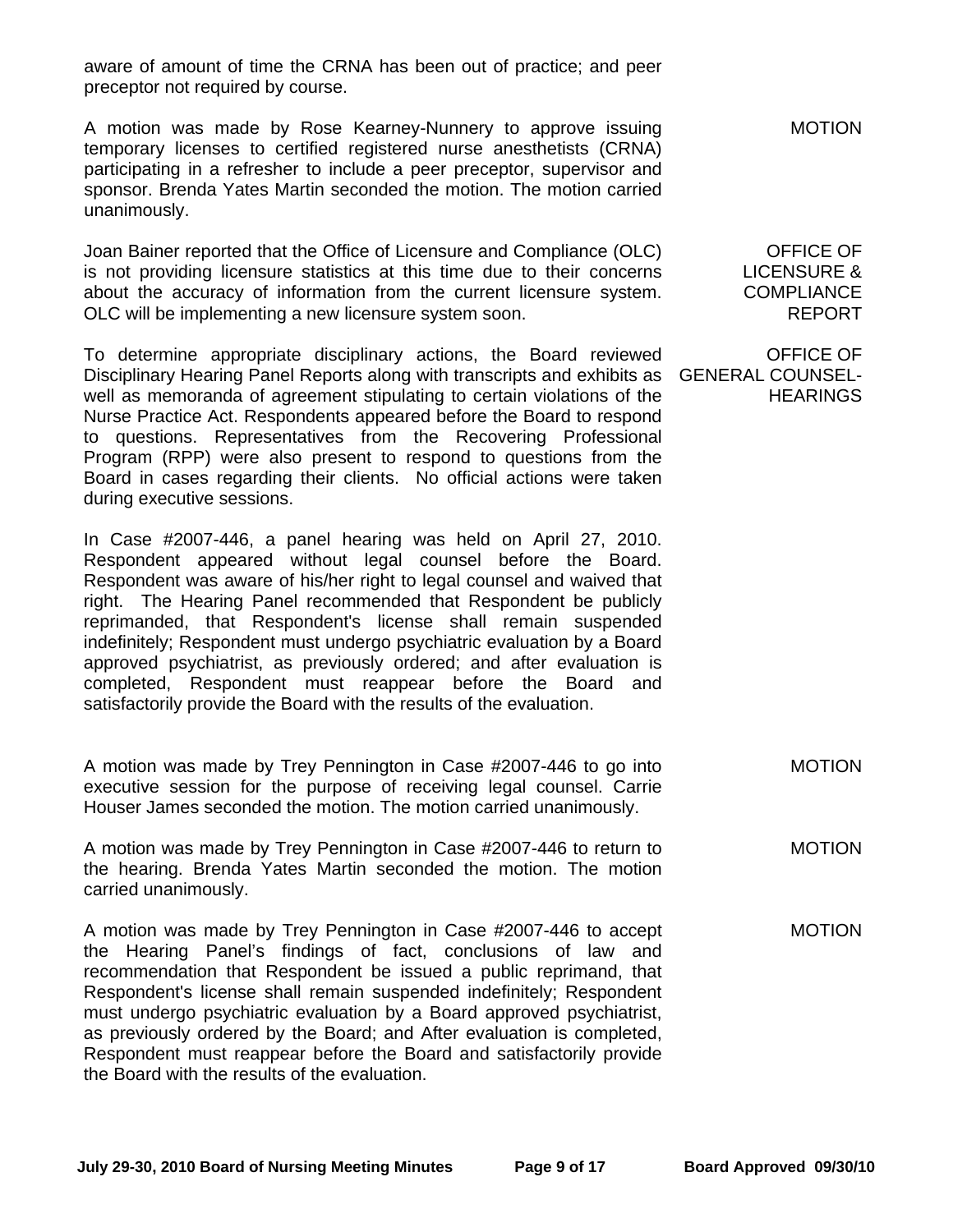aware of amount of time the CRNA has been out of practice; and peer preceptor not required by course.

**MOTION**

A motion was made by Rose Kearney-Nunnery to approve issuing temporary licenses to certified registered nurse anesthetists (CRNA) participating in a refresher to include a peer preceptor, supervisor and sponsor. Brenda Yates Martin seconded the motion. The motion carried unanimously.

**OFFICE OF LICENSURE & COMPLIANCE REPORT**

Joan Bainer reported that the Office of Licensure and Compliance (OLC) is not providing licensure statistics at this time due to their concerns about the accuracy of information from the current licensure system. OLC will be implementing a new licensure system soon.

**OFFICE OF GENERAL COUNSEL-HEARINGS**

To determine appropriate disciplinary actions, the Board reviewed Disciplinary Hearing Panel Reports along with transcripts and exhibits as well as memoranda of agreement stipulating to certain violations of the Nurse Practice Act. Respondents appeared before the Board to respond to questions. Representatives from the Recovering Professional Program (RPP) were also present to respond to questions from the Board in cases regarding their clients. No official actions were taken during executive sessions.

In Case #2007-446, a panel hearing was held on April 27, 2010. Respondent appeared without legal counsel before the Board. Respondent was aware of his/her right to legal counsel and waived that right. The Hearing Panel recommended that Respondent be publicly reprimanded, that Respondent's license shall remain suspended indefinitely; Respondent must undergo psychiatric evaluation by a Board approved psychiatrist, as previously ordered; and after evaluation is completed, Respondent must reappear before the Board and satisfactorily provide the Board with the results of the evaluation.

**MOTION**

A motion was made by Trey Pennington in Case #2007-446 to go into executive session for the purpose of receiving legal counsel. Carrie Houser James seconded the motion. The motion carried unanimously.

**MOTION**

A motion was made by Trey Pennington in Case #2007-446 to return to the hearing. Brenda Yates Martin seconded the motion. The motion carried unanimously.

**MOTION**

A motion was made by Trey Pennington in Case #2007-446 to accept the Hearing Panel's findings of fact, conclusions of law and recommendation that Respondent be issued a public reprimand, that Respondent's license shall remain suspended indefinitely; Respondent must undergo psychiatric evaluation by a Board approved psychiatrist, as previously ordered by the Board; and After evaluation is completed, Respondent must reappear before the Board and satisfactorily provide the Board with the results of the evaluation.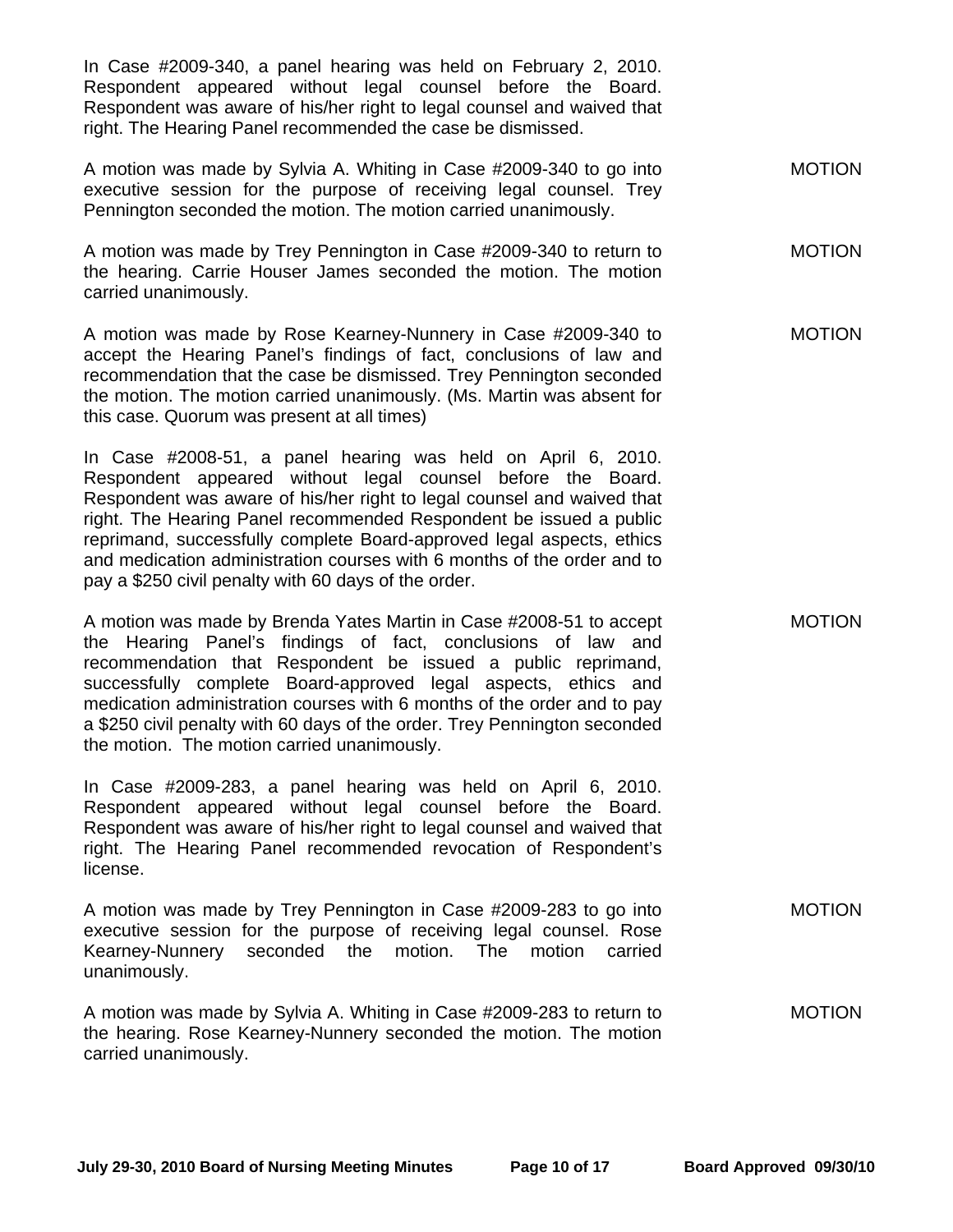In Case #2009-340, a panel hearing was held on February 2, 2010. Respondent appeared without legal counsel before the Board. Respondent was aware of his/her right to legal counsel and waived that right. The Hearing Panel recommended the case be dismissed.

A motion was made by Sylvia A. Whiting in Case #2009-340 to go into executive session for the purpose of receiving legal counsel. Trey Pennington seconded the motion. The motion carried unanimously. MOTION

A motion was made by Trey Pennington in Case #2009-340 to return to the hearing. Carrie Houser James seconded the motion. The motion carried unanimously. MOTION

A motion was made by Rose Kearney-Nunnery in Case #2009-340 to accept the Hearing Panel's findings of fact, conclusions of law and recommendation that the case be dismissed. Trey Pennington seconded the motion. The motion carried unanimously. (Ms. Martin was absent for this case. Quorum was present at all times) MOTION

In Case #2008-51, a panel hearing was held on April 6, 2010. Respondent appeared without legal counsel before the Board. Respondent was aware of his/her right to legal counsel and waived that right. The Hearing Panel recommended Respondent be issued a public reprimand, successfully complete Board-approved legal aspects, ethics and medication administration courses with 6 months of the order and to pay a $250 civil penalty with 60 days of the order.

A motion was made by Brenda Yates Martin in Case #2008-51 to accept the Hearing Panel's findings of fact, conclusions of law and recommendation that Respondent be issued a public reprimand, successfully complete Board-approved legal aspects, ethics and medication administration courses with 6 months of the order and to pay a $250 civil penalty with 60 days of the order. Trey Pennington seconded the motion. The motion carried unanimously. MOTION

In Case #2009-283, a panel hearing was held on April 6, 2010. Respondent appeared without legal counsel before the Board. Respondent was aware of his/her right to legal counsel and waived that right. The Hearing Panel recommended revocation of Respondent's license.

A motion was made by Trey Pennington in Case #2009-283 to go into executive session for the purpose of receiving legal counsel. Rose Kearney-Nunnery seconded the motion. The motion carried unanimously. MOTION

A motion was made by Sylvia A. Whiting in Case #2009-283 to return to the hearing. Rose Kearney-Nunnery seconded the motion. The motion carried unanimously. MOTION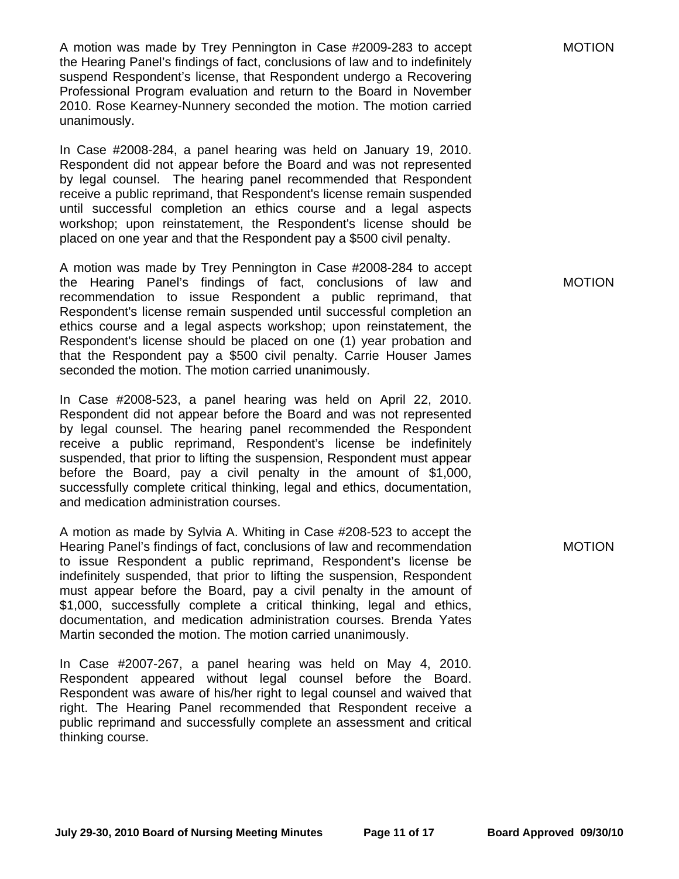A motion was made by Trey Pennington in Case #2009-283 to accept the Hearing Panel's findings of fact, conclusions of law and to indefinitely suspend Respondent's license, that Respondent undergo a Recovering Professional Program evaluation and return to the Board in November 2010. Rose Kearney-Nunnery seconded the motion. The motion carried unanimously.

MOTION

In Case #2008-284, a panel hearing was held on January 19, 2010. Respondent did not appear before the Board and was not represented by legal counsel. The hearing panel recommended that Respondent receive a public reprimand, that Respondent's license remain suspended until successful completion an ethics course and a legal aspects workshop; upon reinstatement, the Respondent's license should be placed on one year and that the Respondent pay a $500 civil penalty.

A motion was made by Trey Pennington in Case #2008-284 to accept the Hearing Panel's findings of fact, conclusions of law and recommendation to issue Respondent a public reprimand, that Respondent's license remain suspended until successful completion an ethics course and a legal aspects workshop; upon reinstatement, the Respondent's license should be placed on one (1) year probation and that the Respondent pay a $500 civil penalty. Carrie Houser James seconded the motion. The motion carried unanimously.

MOTION

In Case #2008-523, a panel hearing was held on April 22, 2010. Respondent did not appear before the Board and was not represented by legal counsel. The hearing panel recommended the Respondent receive a public reprimand, Respondent's license be indefinitely suspended, that prior to lifting the suspension, Respondent must appear before the Board, pay a civil penalty in the amount of $1,000, successfully complete critical thinking, legal and ethics, documentation, and medication administration courses.

A motion as made by Sylvia A. Whiting in Case #208-523 to accept the Hearing Panel's findings of fact, conclusions of law and recommendation to issue Respondent a public reprimand, Respondent's license be indefinitely suspended, that prior to lifting the suspension, Respondent must appear before the Board, pay a civil penalty in the amount of $1,000, successfully complete a critical thinking, legal and ethics, documentation, and medication administration courses. Brenda Yates Martin seconded the motion. The motion carried unanimously.

MOTION

In Case #2007-267, a panel hearing was held on May 4, 2010. Respondent appeared without legal counsel before the Board. Respondent was aware of his/her right to legal counsel and waived that right. The Hearing Panel recommended that Respondent receive a public reprimand and successfully complete an assessment and critical thinking course.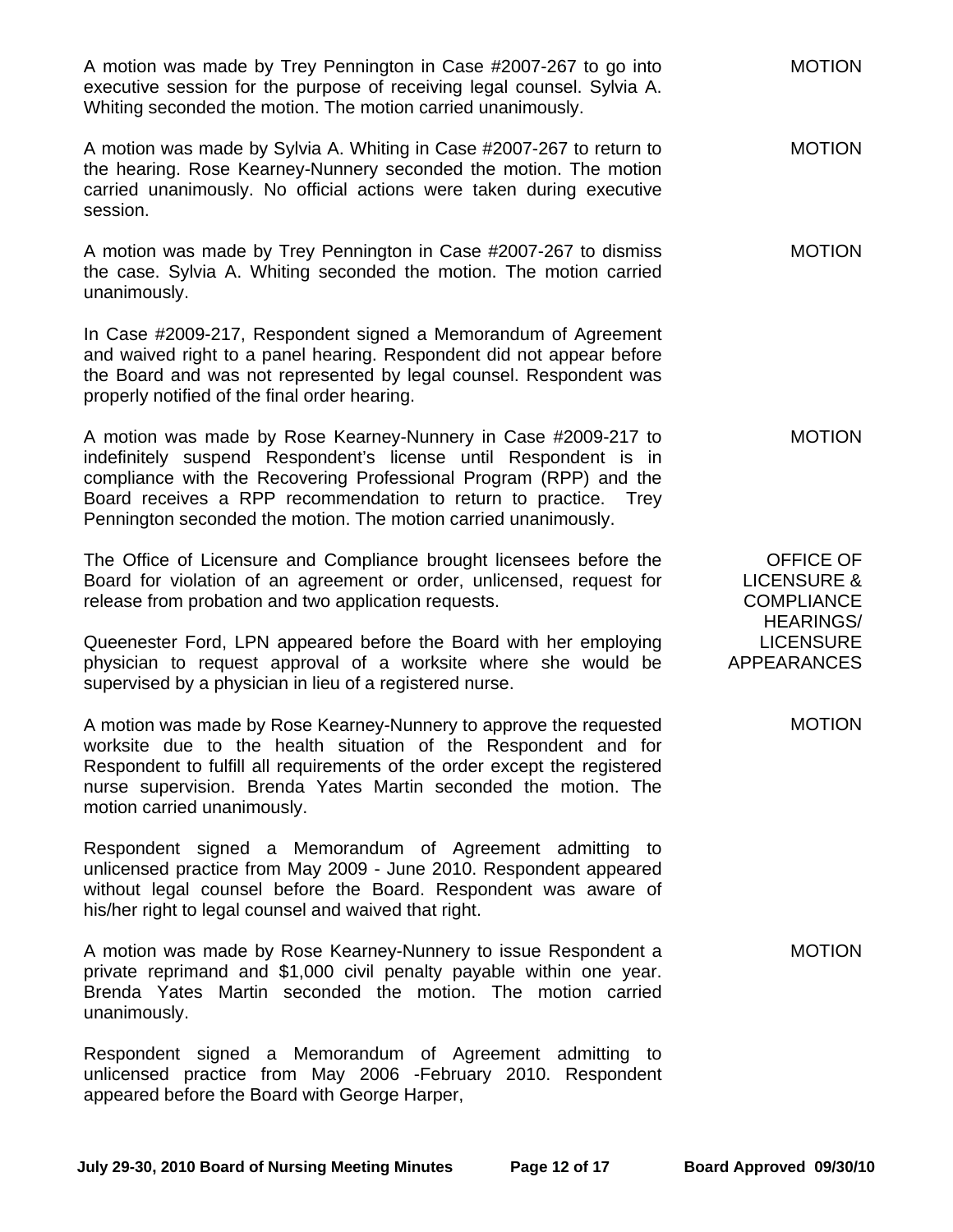A motion was made by Trey Pennington in Case #2007-267 to go into executive session for the purpose of receiving legal counsel. Sylvia A. Whiting seconded the motion. The motion carried unanimously.

**MOTION**

A motion was made by Sylvia A. Whiting in Case #2007-267 to return to the hearing. Rose Kearney-Nunnery seconded the motion. The motion carried unanimously. No official actions were taken during executive session.

**MOTION**

A motion was made by Trey Pennington in Case #2007-267 to dismiss the case. Sylvia A. Whiting seconded the motion. The motion carried unanimously.

**MOTION**

In Case #2009-217, Respondent signed a Memorandum of Agreement and waived right to a panel hearing. Respondent did not appear before the Board and was not represented by legal counsel. Respondent was properly notified of the final order hearing.

A motion was made by Rose Kearney-Nunnery in Case #2009-217 to indefinitely suspend Respondent's license until Respondent is in compliance with the Recovering Professional Program (RPP) and the Board receives a RPP recommendation to return to practice. Trey Pennington seconded the motion. The motion carried unanimously.

**MOTION**

**OFFICE OF LICENSURE & COMPLIANCE HEARINGS/ LICENSURE APPEARANCES**

The Office of Licensure and Compliance brought licensees before the Board for violation of an agreement or order, unlicensed, request for release from probation and two application requests.

Queenester Ford, LPN appeared before the Board with her employing physician to request approval of a worksite where she would be supervised by a physician in lieu of a registered nurse.

A motion was made by Rose Kearney-Nunnery to approve the requested worksite due to the health situation of the Respondent and for Respondent to fulfill all requirements of the order except the registered nurse supervision. Brenda Yates Martin seconded the motion. The motion carried unanimously.

**MOTION**

Respondent signed a Memorandum of Agreement admitting to unlicensed practice from May 2009 - June 2010. Respondent appeared without legal counsel before the Board. Respondent was aware of his/her right to legal counsel and waived that right.

A motion was made by Rose Kearney-Nunnery to issue Respondent a private reprimand and $1,000 civil penalty payable within one year. Brenda Yates Martin seconded the motion. The motion carried unanimously.

**MOTION**

Respondent signed a Memorandum of Agreement admitting to unlicensed practice from May 2006 -February 2010. Respondent appeared before the Board with George Harper,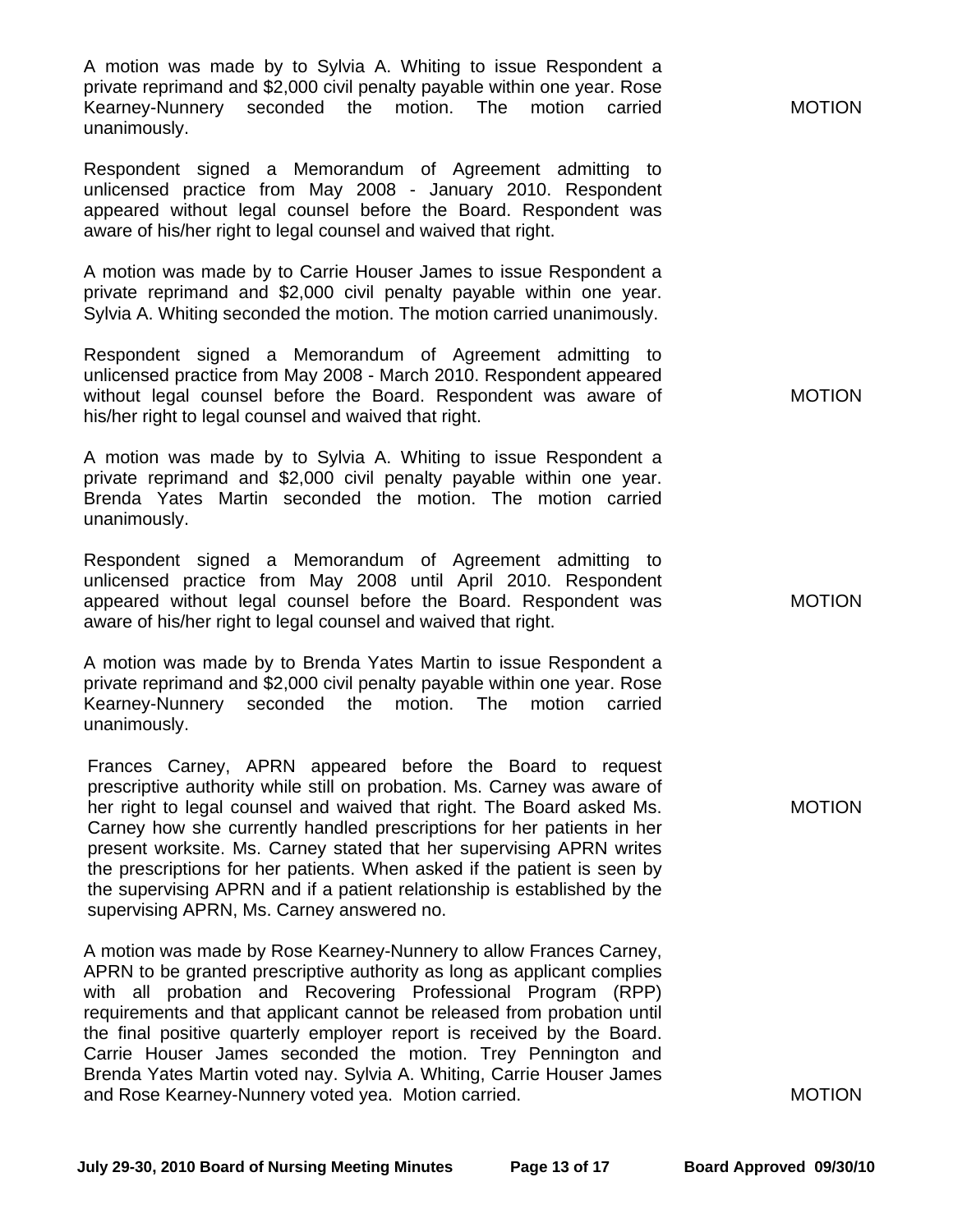A motion was made by to Sylvia A. Whiting to issue Respondent a private reprimand and $2,000 civil penalty payable within one year. Rose Kearney-Nunnery seconded the motion. The motion carried unanimously.

MOTION

Respondent signed a Memorandum of Agreement admitting to unlicensed practice from May 2008 - January 2010. Respondent appeared without legal counsel before the Board. Respondent was aware of his/her right to legal counsel and waived that right.

A motion was made by to Carrie Houser James to issue Respondent a private reprimand and $2,000 civil penalty payable within one year. Sylvia A. Whiting seconded the motion. The motion carried unanimously.

MOTION

Respondent signed a Memorandum of Agreement admitting to unlicensed practice from May 2008 - March 2010. Respondent appeared without legal counsel before the Board. Respondent was aware of his/her right to legal counsel and waived that right.

A motion was made by to Sylvia A. Whiting to issue Respondent a private reprimand and $2,000 civil penalty payable within one year. Brenda Yates Martin seconded the motion. The motion carried unanimously.

MOTION

Respondent signed a Memorandum of Agreement admitting to unlicensed practice from May 2008 until April 2010. Respondent appeared without legal counsel before the Board. Respondent was aware of his/her right to legal counsel and waived that right.

A motion was made by to Brenda Yates Martin to issue Respondent a private reprimand and $2,000 civil penalty payable within one year. Rose Kearney-Nunnery seconded the motion. The motion carried unanimously.

MOTION

Frances Carney, APRN appeared before the Board to request prescriptive authority while still on probation. Ms. Carney was aware of her right to legal counsel and waived that right. The Board asked Ms. Carney how she currently handled prescriptions for her patients in her present worksite. Ms. Carney stated that her supervising APRN writes the prescriptions for her patients. When asked if the patient is seen by the supervising APRN and if a patient relationship is established by the supervising APRN, Ms. Carney answered no.

A motion was made by Rose Kearney-Nunnery to allow Frances Carney, APRN to be granted prescriptive authority as long as applicant complies with all probation and Recovering Professional Program (RPP) requirements and that applicant cannot be released from probation until the final positive quarterly employer report is received by the Board. Carrie Houser James seconded the motion. Trey Pennington and Brenda Yates Martin voted nay. Sylvia A. Whiting, Carrie Houser James and Rose Kearney-Nunnery voted yea. Motion carried.

MOTION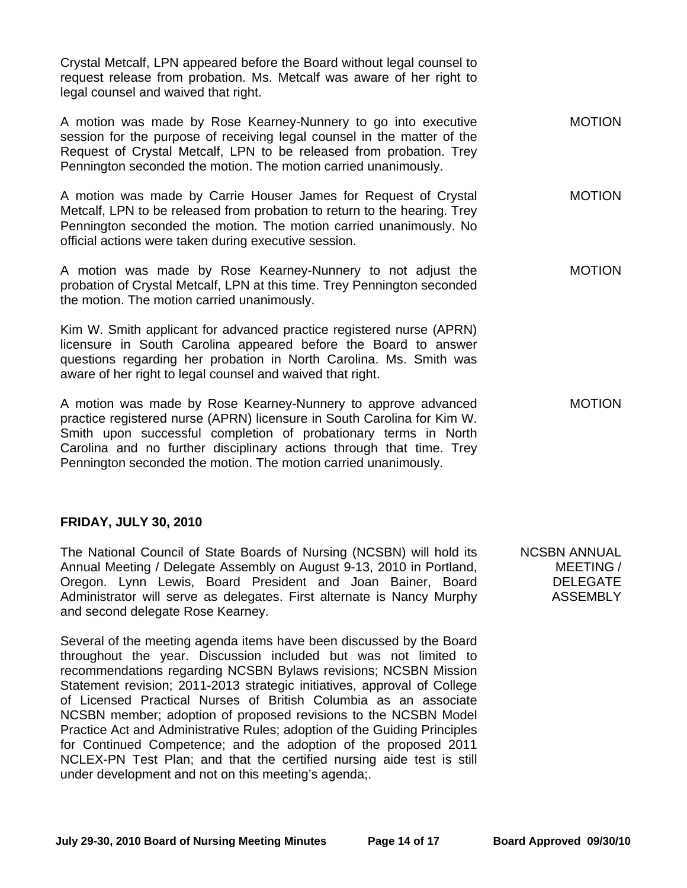Crystal Metcalf, LPN appeared before the Board without legal counsel to request release from probation. Ms. Metcalf was aware of her right to legal counsel and waived that right.

A motion was made by Rose Kearney-Nunnery to go into executive session for the purpose of receiving legal counsel in the matter of the Request of Crystal Metcalf, LPN to be released from probation. Trey Pennington seconded the motion. The motion carried unanimously.

MOTION

A motion was made by Carrie Houser James for Request of Crystal Metcalf, LPN to be released from probation to return to the hearing. Trey Pennington seconded the motion. The motion carried unanimously. No official actions were taken during executive session.

MOTION

A motion was made by Rose Kearney-Nunnery to not adjust the probation of Crystal Metcalf, LPN at this time. Trey Pennington seconded the motion. The motion carried unanimously.

MOTION

Kim W. Smith applicant for advanced practice registered nurse (APRN) licensure in South Carolina appeared before the Board to answer questions regarding her probation in North Carolina. Ms. Smith was aware of her right to legal counsel and waived that right.

A motion was made by Rose Kearney-Nunnery to approve advanced practice registered nurse (APRN) licensure in South Carolina for Kim W. Smith upon successful completion of probationary terms in North Carolina and no further disciplinary actions through that time. Trey Pennington seconded the motion. The motion carried unanimously.

MOTION

**FRIDAY, JULY 30, 2010**

NCSBN ANNUAL MEETING / DELEGATE ASSEMBLY

The National Council of State Boards of Nursing (NCSBN) will hold its Annual Meeting / Delegate Assembly on August 9-13, 2010 in Portland, Oregon. Lynn Lewis, Board President and Joan Bainer, Board Administrator will serve as delegates. First alternate is Nancy Murphy and second delegate Rose Kearney.

Several of the meeting agenda items have been discussed by the Board throughout the year. Discussion included but was not limited to recommendations regarding NCSBN Bylaws revisions; NCSBN Mission Statement revision; 2011-2013 strategic initiatives, approval of College of Licensed Practical Nurses of British Columbia as an associate NCSBN member; adoption of proposed revisions to the NCSBN Model Practice Act and Administrative Rules; adoption of the Guiding Principles for Continued Competence; and the adoption of the proposed 2011 NCLEX-PN Test Plan; and that the certified nursing aide test is still under development and not on this meeting's agenda;.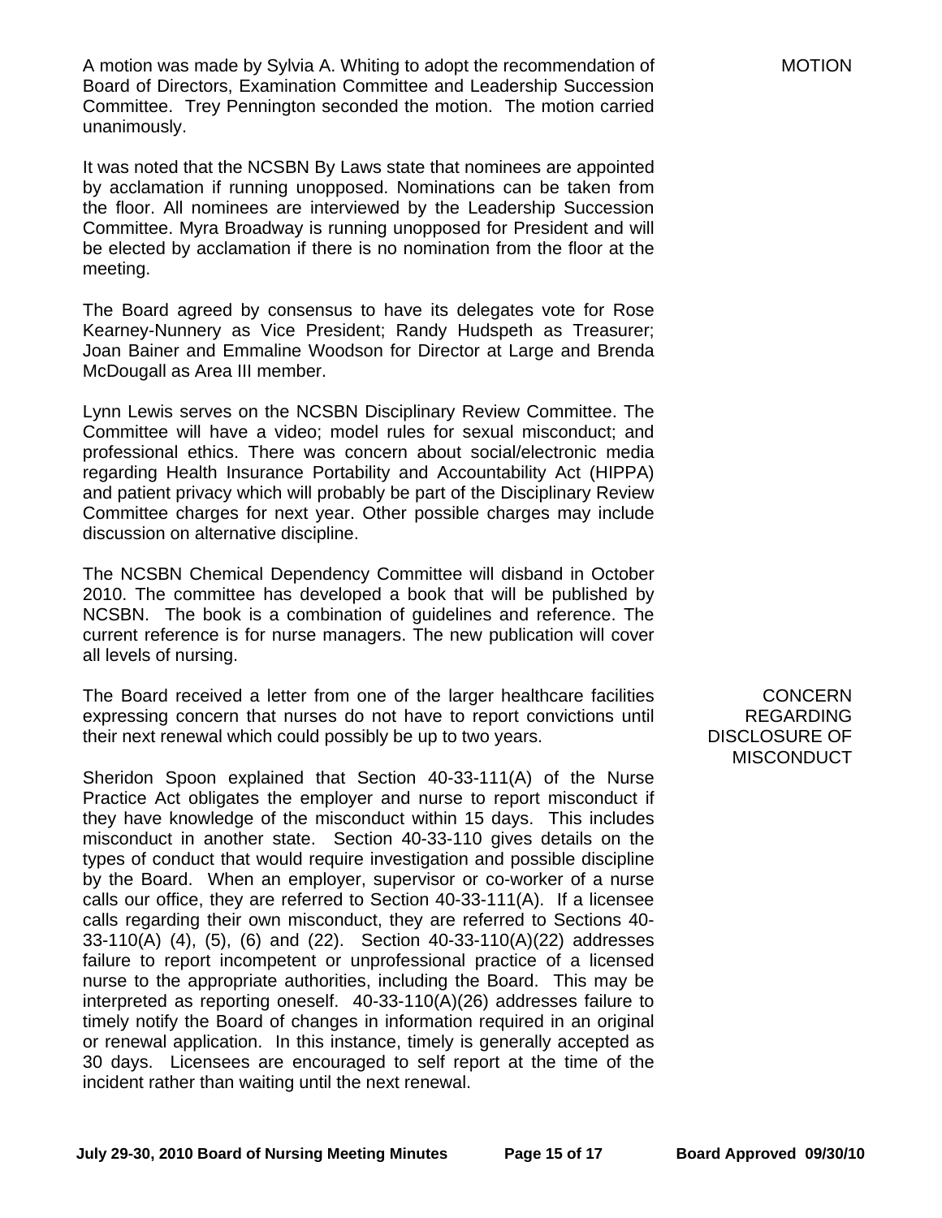A motion was made by Sylvia A. Whiting to adopt the recommendation of Board of Directors, Examination Committee and Leadership Succession Committee. Trey Pennington seconded the motion. The motion carried unanimously.

MOTION

It was noted that the NCSBN By Laws state that nominees are appointed by acclamation if running unopposed. Nominations can be taken from the floor. All nominees are interviewed by the Leadership Succession Committee. Myra Broadway is running unopposed for President and will be elected by acclamation if there is no nomination from the floor at the meeting.

The Board agreed by consensus to have its delegates vote for Rose Kearney-Nunnery as Vice President; Randy Hudspeth as Treasurer; Joan Bainer and Emmaline Woodson for Director at Large and Brenda McDougall as Area III member.

Lynn Lewis serves on the NCSBN Disciplinary Review Committee. The Committee will have a video; model rules for sexual misconduct; and professional ethics. There was concern about social/electronic media regarding Health Insurance Portability and Accountability Act (HIPPA) and patient privacy which will probably be part of the Disciplinary Review Committee charges for next year. Other possible charges may include discussion on alternative discipline.

The NCSBN Chemical Dependency Committee will disband in October 2010. The committee has developed a book that will be published by NCSBN. The book is a combination of guidelines and reference. The current reference is for nurse managers. The new publication will cover all levels of nursing.

CONCERN REGARDING DISCLOSURE OF MISCONDUCT

The Board received a letter from one of the larger healthcare facilities expressing concern that nurses do not have to report convictions until their next renewal which could possibly be up to two years.

Sheridon Spoon explained that Section 40-33-111(A) of the Nurse Practice Act obligates the employer and nurse to report misconduct if they have knowledge of the misconduct within 15 days. This includes misconduct in another state. Section 40-33-110 gives details on the types of conduct that would require investigation and possible discipline by the Board. When an employer, supervisor or co-worker of a nurse calls our office, they are referred to Section 40-33-111(A). If a licensee calls regarding their own misconduct, they are referred to Sections 40-33-110(A) (4), (5), (6) and (22). Section 40-33-110(A)(22) addresses failure to report incompetent or unprofessional practice of a licensed nurse to the appropriate authorities, including the Board. This may be interpreted as reporting oneself. 40-33-110(A)(26) addresses failure to timely notify the Board of changes in information required in an original or renewal application. In this instance, timely is generally accepted as 30 days. Licensees are encouraged to self report at the time of the incident rather than waiting until the next renewal.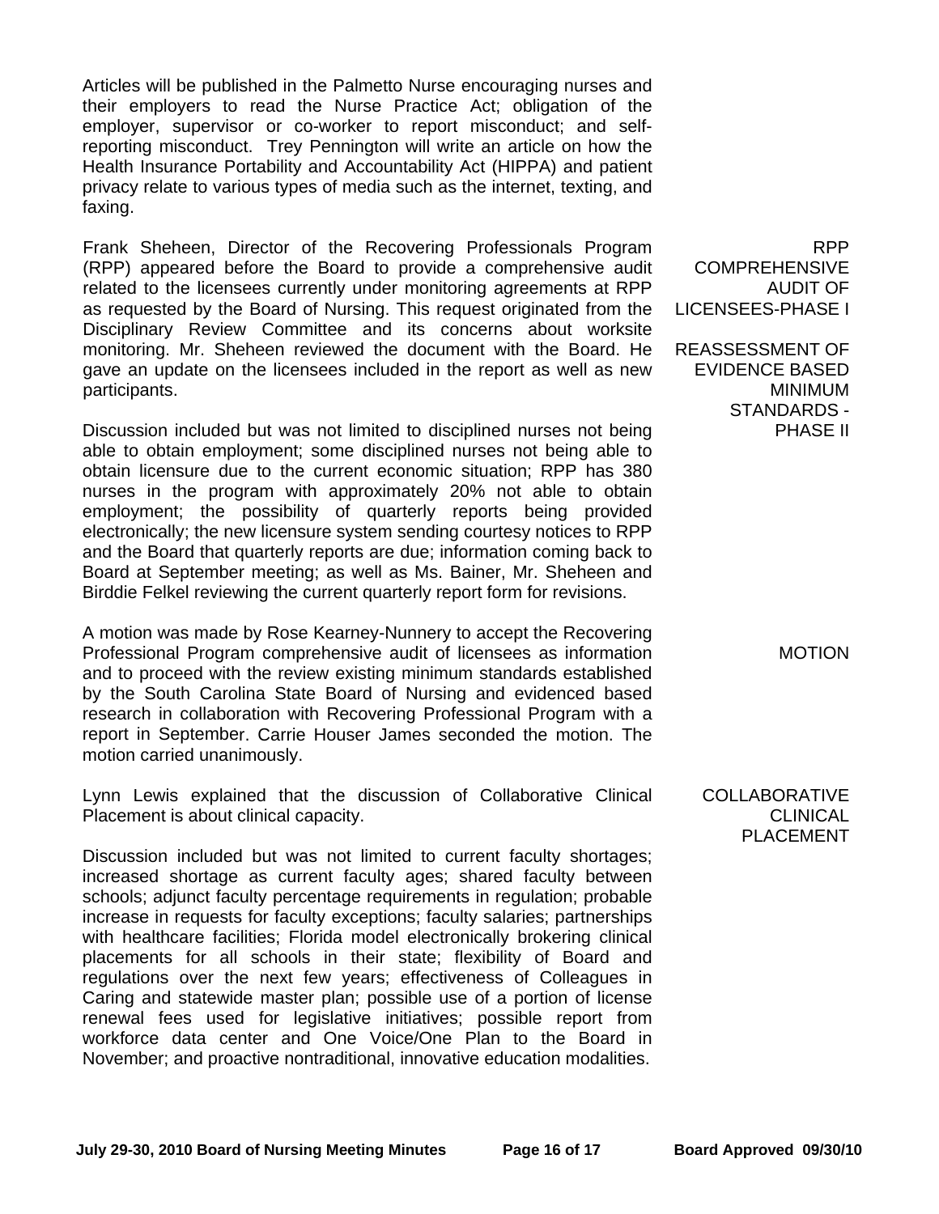Articles will be published in the Palmetto Nurse encouraging nurses and their employers to read the Nurse Practice Act; obligation of the employer, supervisor or co-worker to report misconduct; and self-reporting misconduct. Trey Pennington will write an article on how the Health Insurance Portability and Accountability Act (HIPPA) and patient privacy relate to various types of media such as the internet, texting, and faxing.

**RPP COMPREHENSIVE AUDIT OF LICENSEES-PHASE I**

**REASSESSMENT OF EVIDENCE BASED MINIMUM STANDARDS - PHASE II**

Frank Sheheen, Director of the Recovering Professionals Program (RPP) appeared before the Board to provide a comprehensive audit related to the licensees currently under monitoring agreements at RPP as requested by the Board of Nursing. This request originated from the Disciplinary Review Committee and its concerns about worksite monitoring. Mr. Sheheen reviewed the document with the Board. He gave an update on the licensees included in the report as well as new participants.

Discussion included but was not limited to disciplined nurses not being able to obtain employment; some disciplined nurses not being able to obtain licensure due to the current economic situation; RPP has 380 nurses in the program with approximately 20% not able to obtain employment; the possibility of quarterly reports being provided electronically; the new licensure system sending courtesy notices to RPP and the Board that quarterly reports are due; information coming back to Board at September meeting; as well as Ms. Bainer, Mr. Sheheen and Birddie Felkel reviewing the current quarterly report form for revisions.

**MOTION**

A motion was made by Rose Kearney-Nunnery to accept the Recovering Professional Program comprehensive audit of licensees as information and to proceed with the review existing minimum standards established by the South Carolina State Board of Nursing and evidenced based research in collaboration with Recovering Professional Program with a report in September. Carrie Houser James seconded the motion. The motion carried unanimously.

**COLLABORATIVE CLINICAL PLACEMENT**

Lynn Lewis explained that the discussion of Collaborative Clinical Placement is about clinical capacity.

Discussion included but was not limited to current faculty shortages; increased shortage as current faculty ages; shared faculty between schools; adjunct faculty percentage requirements in regulation; probable increase in requests for faculty exceptions; faculty salaries; partnerships with healthcare facilities; Florida model electronically brokering clinical placements for all schools in their state; flexibility of Board and regulations over the next few years; effectiveness of Colleagues in Caring and statewide master plan; possible use of a portion of license renewal fees used for legislative initiatives; possible report from workforce data center and One Voice/One Plan to the Board in November; and proactive nontraditional, innovative education modalities.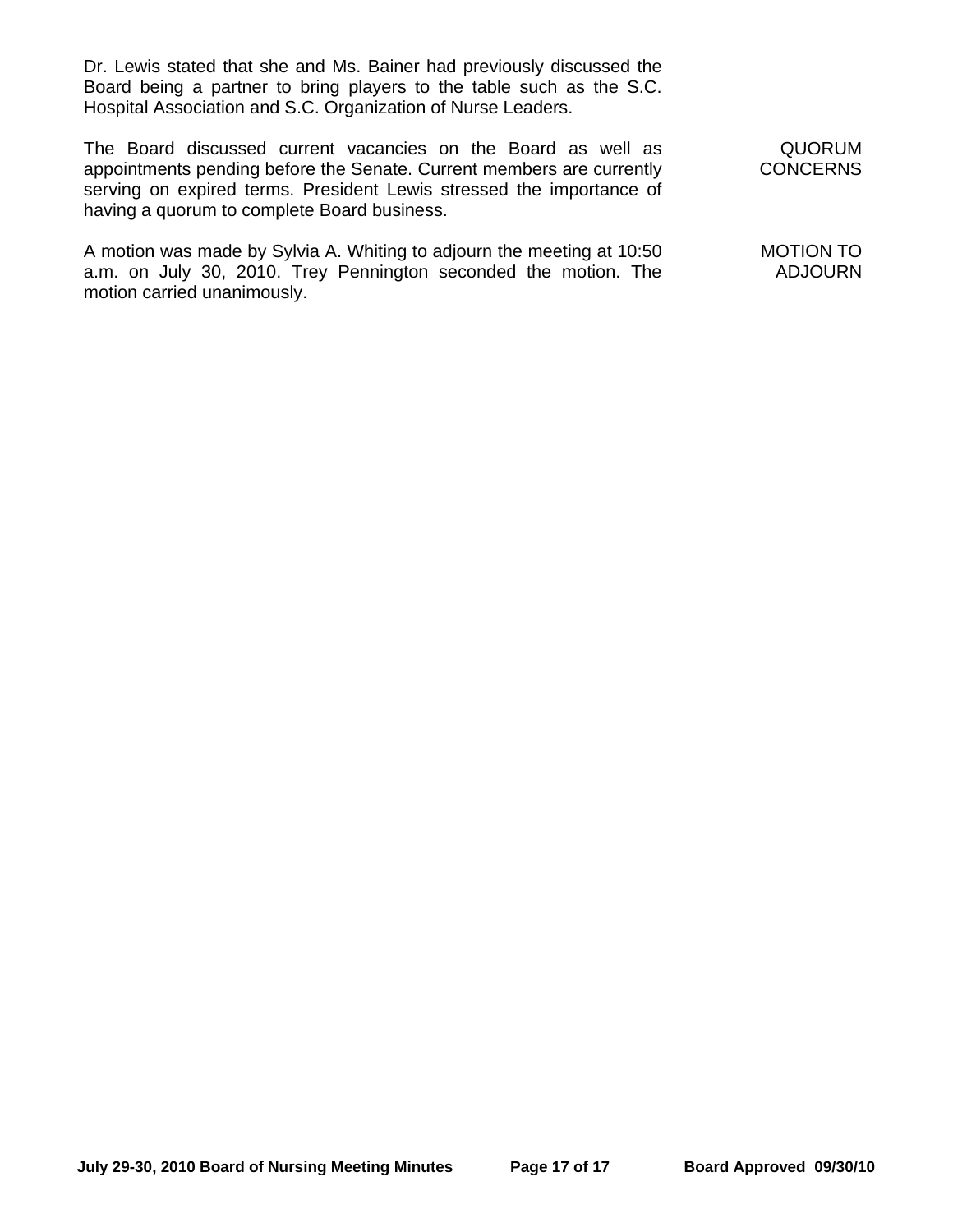Dr. Lewis stated that she and Ms. Bainer had previously discussed the Board being a partner to bring players to the table such as the S.C. Hospital Association and S.C. Organization of Nurse Leaders.

**QUORUM CONCERNS**

The Board discussed current vacancies on the Board as well as appointments pending before the Senate. Current members are currently serving on expired terms. President Lewis stressed the importance of having a quorum to complete Board business.

**MOTION TO ADJOURN**

A motion was made by Sylvia A. Whiting to adjourn the meeting at 10:50 a.m. on July 30, 2010. Trey Pennington seconded the motion. The motion carried unanimously.